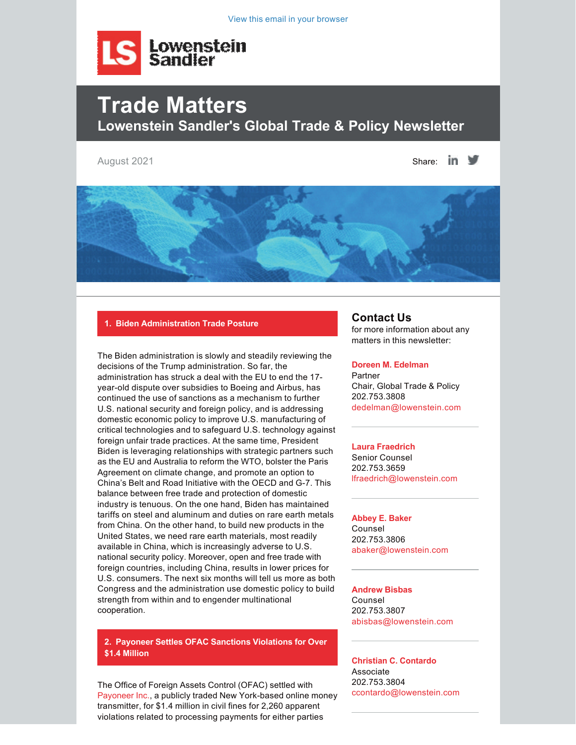View this email in your browser

Lowenstein Sandler

# Trade Matters

## Lowenstein Sandler's Global Trade & Policy Newsletter

August 2021

Share:

### 1. Biden Administration Trade Posture

The Biden administration is slowly and steadily reviewing the decisions of the Trump administration. So far, the administration has struck a deal with the EU to end the 17-year-old dispute over subsidies to Boeing and Airbus, has continued the use of sanctions as a mechanism to further U.S. national security and foreign policy, and is addressing domestic economic policy to improve U.S. manufacturing of critical technologies and to safeguard U.S. technology against foreign unfair trade practices. At the same time, President Biden is leveraging relationships with strategic partners such as the EU and Australia to reform the WTO, bolster the Paris Agreement on climate change, and promote an option to China's Belt and Road Initiative with the OECD and G-7. This balance between free trade and protection of domestic industry is tenuous. On the one hand, Biden has maintained tariffs on steel and aluminum and duties on rare earth metals from China. On the other hand, to build new products in the United States, we need rare earth materials, most readily available in China, which is increasingly adverse to U.S. national security policy. Moreover, open and free trade with foreign countries, including China, results in lower prices for U.S. consumers. The next six months will tell us more as both Congress and the administration use domestic policy to build strength from within and to engender multinational cooperation.

### 2. Payoneer Settles OFAC Sanctions Violations for Over $1.4 Million

The Office of Foreign Assets Control (OFAC) settled with Payoneer Inc., a publicly traded New York-based online money transmitter, for $1.4 million in civil fines for 2,260 apparent violations related to processing payments for either parties

## Contact Us

for more information about any matters in this newsletter:

**Doreen M. Edelman**
Partner
Chair, Global Trade & Policy
202.753.3808
dedelman@lowenstein.com

**Laura Fraedrich**
Senior Counsel
202.753.3659
lfraedrich@lowenstein.com

**Abbey E. Baker**
Counsel
202.753.3806
abaker@lowenstein.com

**Andrew Bisbas**
Counsel
202.753.3807
abisbas@lowenstein.com

**Christian C. Contardo**
Associate
202.753.3804
ccontardo@lowenstein.com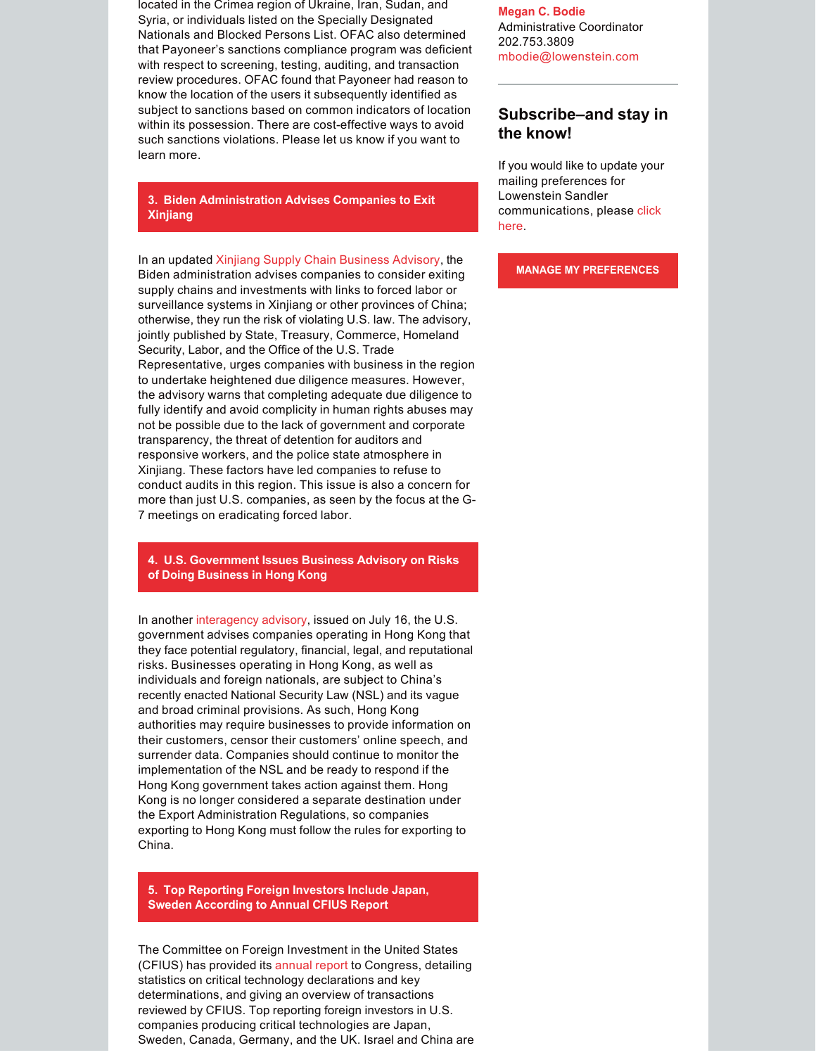located in the Crimea region of Ukraine, Iran, Sudan, and Syria, or individuals listed on the Specially Designated Nationals and Blocked Persons List. OFAC also determined that Payoneer's sanctions compliance program was deficient with respect to screening, testing, auditing, and transaction review procedures. OFAC found that Payoneer had reason to know the location of the users it subsequently identified as subject to sanctions based on common indicators of location within its possession. There are cost-effective ways to avoid such sanctions violations. Please let us know if you want to learn more.

### 3. Biden Administration Advises Companies to Exit Xinjiang

In an updated Xinjiang Supply Chain Business Advisory, the Biden administration advises companies to consider exiting supply chains and investments with links to forced labor or surveillance systems in Xinjiang or other provinces of China; otherwise, they run the risk of violating U.S. law. The advisory, jointly published by State, Treasury, Commerce, Homeland Security, Labor, and the Office of the U.S. Trade Representative, urges companies with business in the region to undertake heightened due diligence measures. However, the advisory warns that completing adequate due diligence to fully identify and avoid complicity in human rights abuses may not be possible due to the lack of government and corporate transparency, the threat of detention for auditors and responsive workers, and the police state atmosphere in Xinjiang. These factors have led companies to refuse to conduct audits in this region. This issue is also a concern for more than just U.S. companies, as seen by the focus at the G-7 meetings on eradicating forced labor.

### 4. U.S. Government Issues Business Advisory on Risks of Doing Business in Hong Kong

In another interagency advisory, issued on July 16, the U.S. government advises companies operating in Hong Kong that they face potential regulatory, financial, legal, and reputational risks. Businesses operating in Hong Kong, as well as individuals and foreign nationals, are subject to China's recently enacted National Security Law (NSL) and its vague and broad criminal provisions. As such, Hong Kong authorities may require businesses to provide information on their customers, censor their customers' online speech, and surrender data. Companies should continue to monitor the implementation of the NSL and be ready to respond if the Hong Kong government takes action against them. Hong Kong is no longer considered a separate destination under the Export Administration Regulations, so companies exporting to Hong Kong must follow the rules for exporting to China.

### 5. Top Reporting Foreign Investors Include Japan, Sweden According to Annual CFIUS Report

The Committee on Foreign Investment in the United States (CFIUS) has provided its annual report to Congress, detailing statistics on critical technology declarations and key determinations, and giving an overview of transactions reviewed by CFIUS. Top reporting foreign investors in U.S. companies producing critical technologies are Japan, Sweden, Canada, Germany, and the UK. Israel and China are

**Megan C. Bodie**
Administrative Coordinator
202.753.3809
mbodie@lowenstein.com

## Subscribe–and stay in the know!

If you would like to update your mailing preferences for Lowenstein Sandler communications, please click here.

MANAGE MY PREFERENCES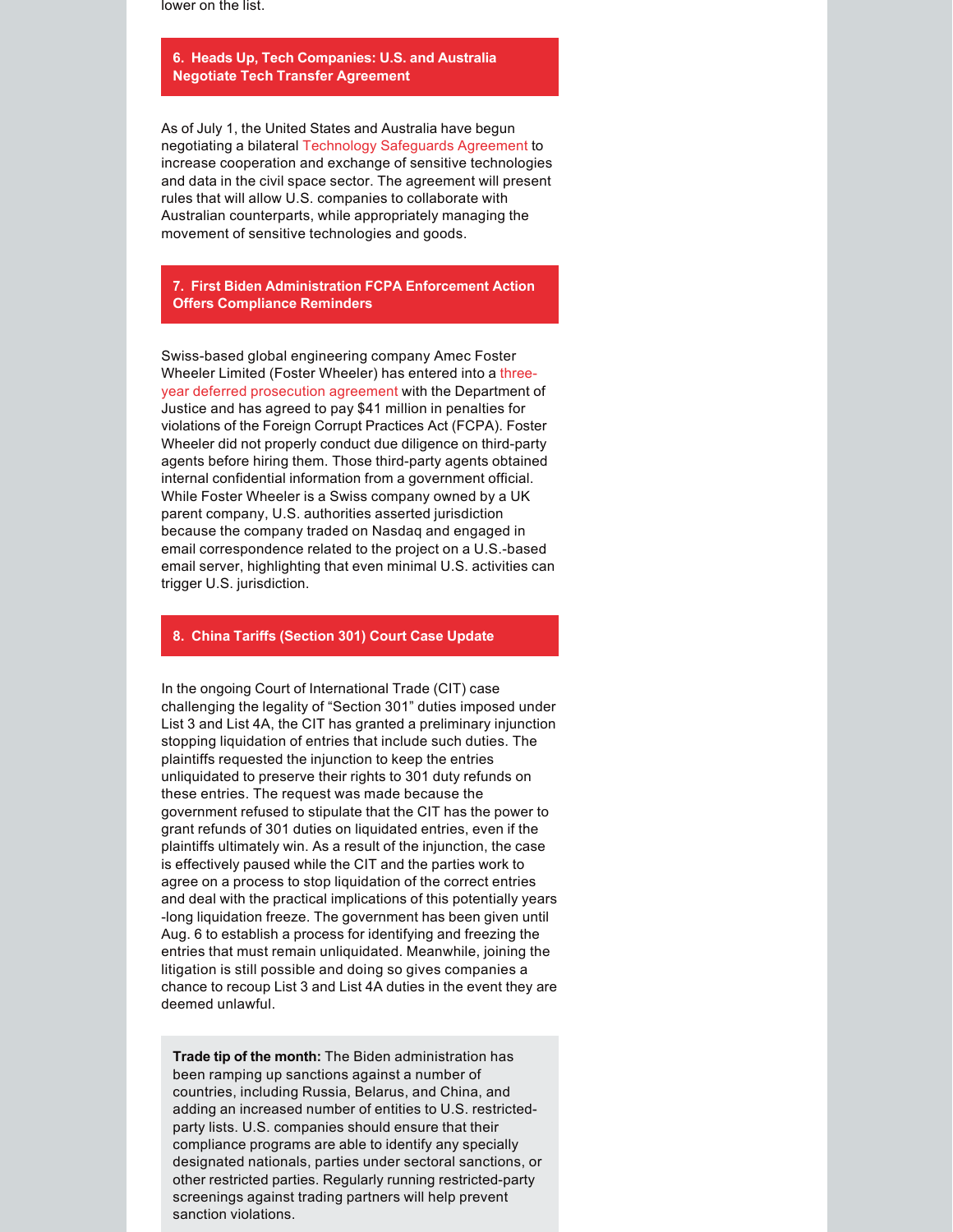lower on the list.

## 6. Heads Up, Tech Companies: U.S. and Australia Negotiate Tech Transfer Agreement

As of July 1, the United States and Australia have begun negotiating a bilateral Technology Safeguards Agreement to increase cooperation and exchange of sensitive technologies and data in the civil space sector. The agreement will present rules that will allow U.S. companies to collaborate with Australian counterparts, while appropriately managing the movement of sensitive technologies and goods.

## 7. First Biden Administration FCPA Enforcement Action Offers Compliance Reminders

Swiss-based global engineering company Amec Foster Wheeler Limited (Foster Wheeler) has entered into a three-year deferred prosecution agreement with the Department of Justice and has agreed to pay $41 million in penalties for violations of the Foreign Corrupt Practices Act (FCPA). Foster Wheeler did not properly conduct due diligence on third-party agents before hiring them. Those third-party agents obtained internal confidential information from a government official. While Foster Wheeler is a Swiss company owned by a UK parent company, U.S. authorities asserted jurisdiction because the company traded on Nasdaq and engaged in email correspondence related to the project on a U.S.-based email server, highlighting that even minimal U.S. activities can trigger U.S. jurisdiction.

## 8. China Tariffs (Section 301) Court Case Update

In the ongoing Court of International Trade (CIT) case challenging the legality of "Section 301" duties imposed under List 3 and List 4A, the CIT has granted a preliminary injunction stopping liquidation of entries that include such duties. The plaintiffs requested the injunction to keep the entries unliquidated to preserve their rights to 301 duty refunds on these entries. The request was made because the government refused to stipulate that the CIT has the power to grant refunds of 301 duties on liquidated entries, even if the plaintiffs ultimately win. As a result of the injunction, the case is effectively paused while the CIT and the parties work to agree on a process to stop liquidation of the correct entries and deal with the practical implications of this potentially years-long liquidation freeze. The government has been given until Aug. 6 to establish a process for identifying and freezing the entries that must remain unliquidated. Meanwhile, joining the litigation is still possible and doing so gives companies a chance to recoup List 3 and List 4A duties in the event they are deemed unlawful.

**Trade tip of the month:** The Biden administration has been ramping up sanctions against a number of countries, including Russia, Belarus, and China, and adding an increased number of entities to U.S. restricted-party lists. U.S. companies should ensure that their compliance programs are able to identify any specially designated nationals, parties under sectoral sanctions, or other restricted parties. Regularly running restricted-party screenings against trading partners will help prevent sanction violations.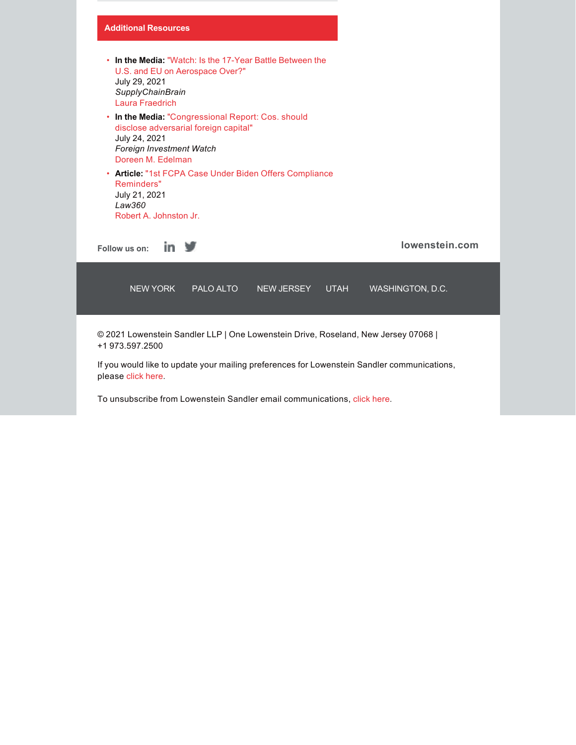## Additional Resources

- **In the Media:** "Watch: Is the 17-Year Battle Between the U.S. and EU on Aerospace Over?"
  July 29, 2021
  *SupplyChainBrain*
  Laura Fraedrich
- **In the Media:** "Congressional Report: Cos. should disclose adversarial foreign capital"
  July 24, 2021
  *Foreign Investment Watch*
  Doreen M. Edelman
- **Article:** "1st FCPA Case Under Biden Offers Compliance Reminders"
  July 21, 2021
  *Law360*
  Robert A. Johnston Jr.

Follow us on:

lowenstein.com

NEW YORK PALO ALTO NEW JERSEY UTAH WASHINGTON, D.C.

© 2021 Lowenstein Sandler LLP | One Lowenstein Drive, Roseland, New Jersey 07068 | +1 973.597.2500

If you would like to update your mailing preferences for Lowenstein Sandler communications, please click here.

To unsubscribe from Lowenstein Sandler email communications, click here.